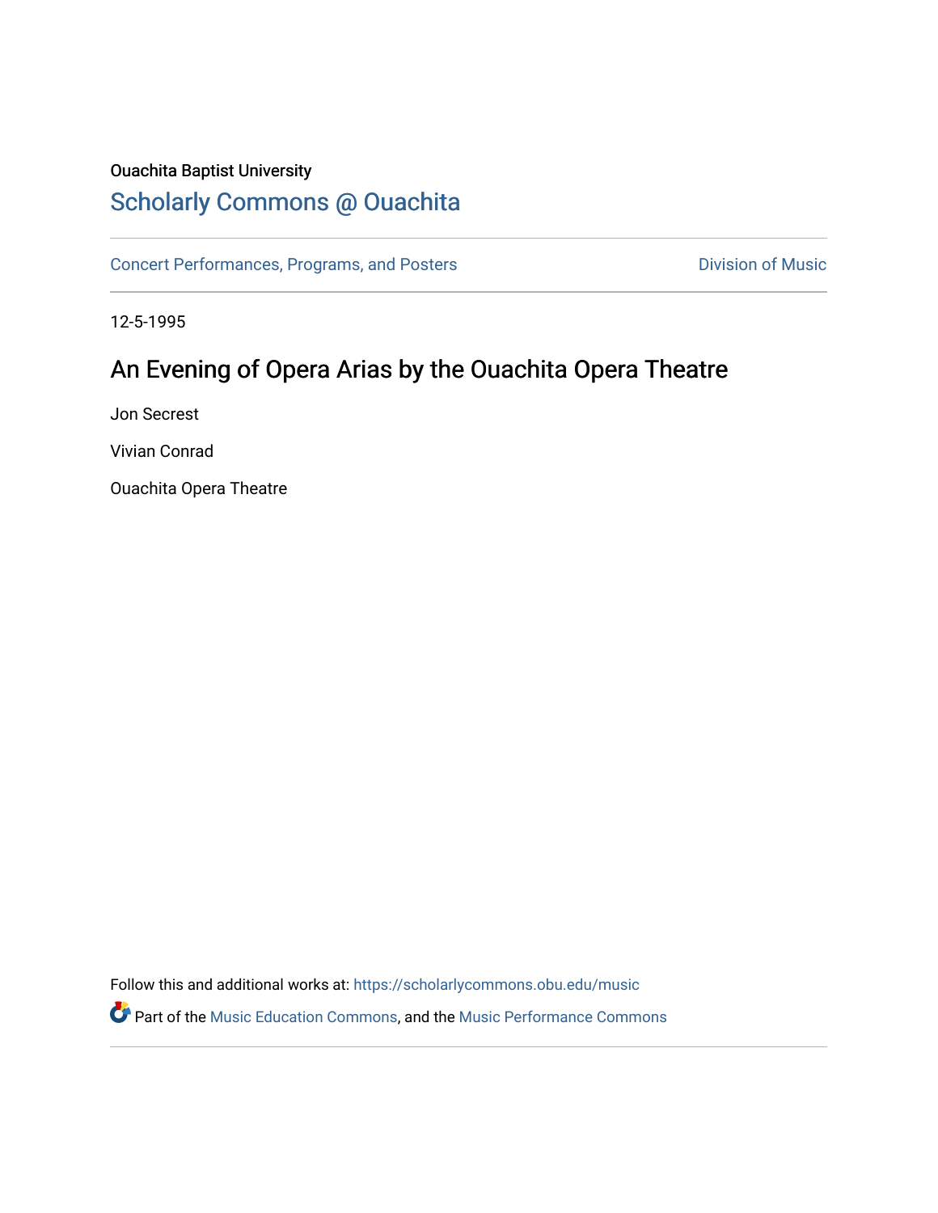Ouachita Baptist University

## Scholarly Commons @ Ouachita

Concert Performances, Programs, and Posters

Division of Music

12-5-1995

# An Evening of Opera Arias by the Ouachita Opera Theatre

Jon Secrest

Vivian Conrad

Ouachita Opera Theatre

Follow this and additional works at: https://scholarlycommons.obu.edu/music

Part of the Music Education Commons, and the Music Performance Commons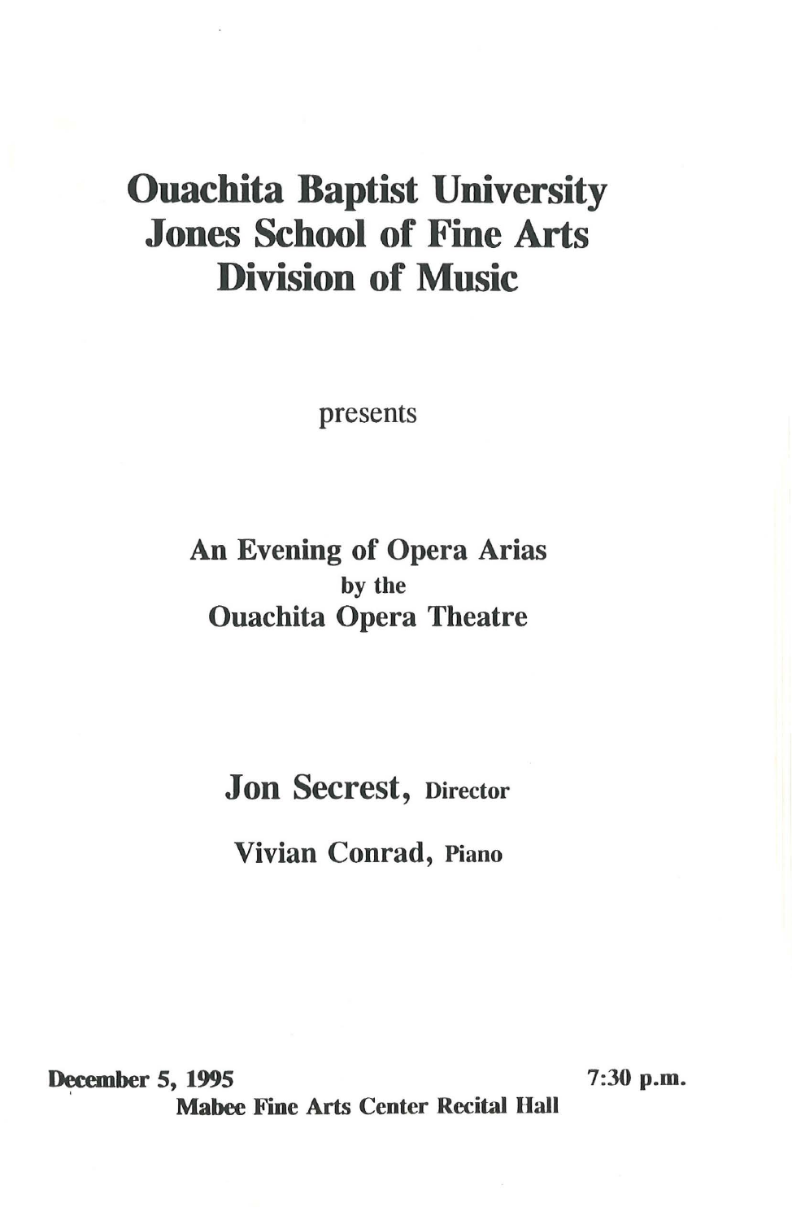# Ouachita Baptist University
# Jones School of Fine Arts
# Division of Music

presents

**An Evening of Opera Arias**
**by the**
**Ouachita Opera Theatre**

**Jon Secrest, Director**

**Vivian Conrad, Piano**

**December 5, 1995** **7:30 p.m.**
**Mabee Fine Arts Center Recital Hall**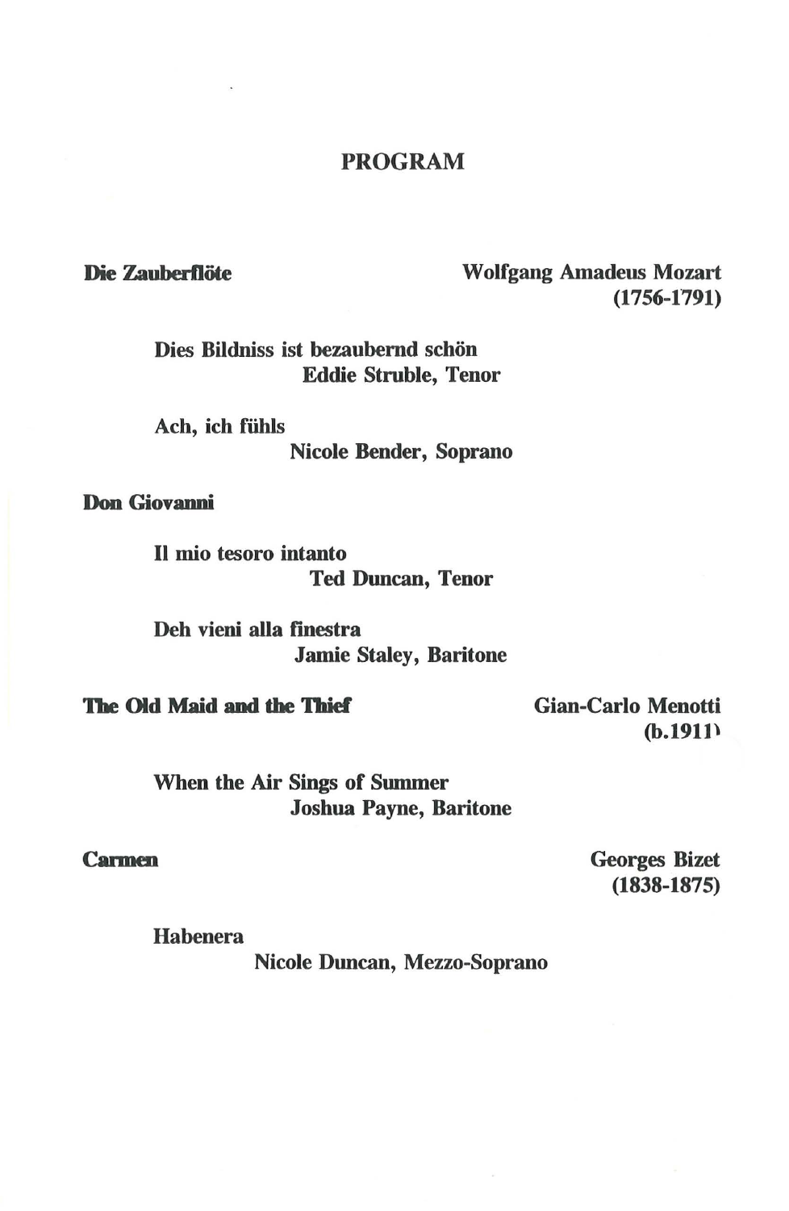# PROGRAM

**Die Zauberflöte** — **Wolfgang Amadeus Mozart (1756-1791)**

**Dies Bildniss ist bezaubernd schön**
**Eddie Struble, Tenor**

**Ach, ich fühls**
**Nicole Bender, Soprano**

**Don Giovanni**

**Il mio tesoro intanto**
**Ted Duncan, Tenor**

**Deh vieni alla finestra**
**Jamie Staley, Baritone**

**The Old Maid and the Thief** — **Gian-Carlo Menotti (b.1911)**

**When the Air Sings of Summer**
**Joshua Payne, Baritone**

**Carmen** — **Georges Bizet (1838-1875)**

**Habenera**
**Nicole Duncan, Mezzo-Soprano**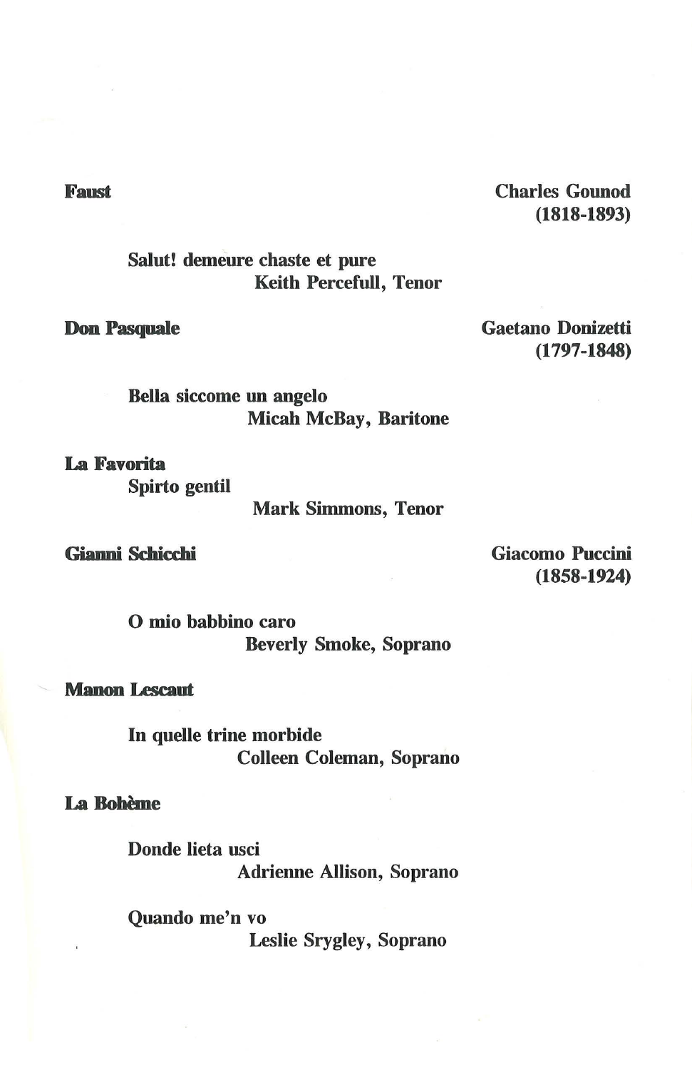**Faust** — Charles Gounod (1818-1893)

Salut! demeure chaste et pure
Keith Percefull, Tenor

**Don Pasquale** — Gaetano Donizetti (1797-1848)

Bella siccome un angelo
Micah McBay, Baritone

**La Favorita**

Spirto gentil
Mark Simmons, Tenor

**Gianni Schicchi** — Giacomo Puccini (1858-1924)

O mio babbino caro
Beverly Smoke, Soprano

**Manon Lescaut**

In quelle trine morbide
Colleen Coleman, Soprano

**La Bohème**

Donde lieta usci
Adrienne Allison, Soprano

Quando me'n vo
Leslie Srygley, Soprano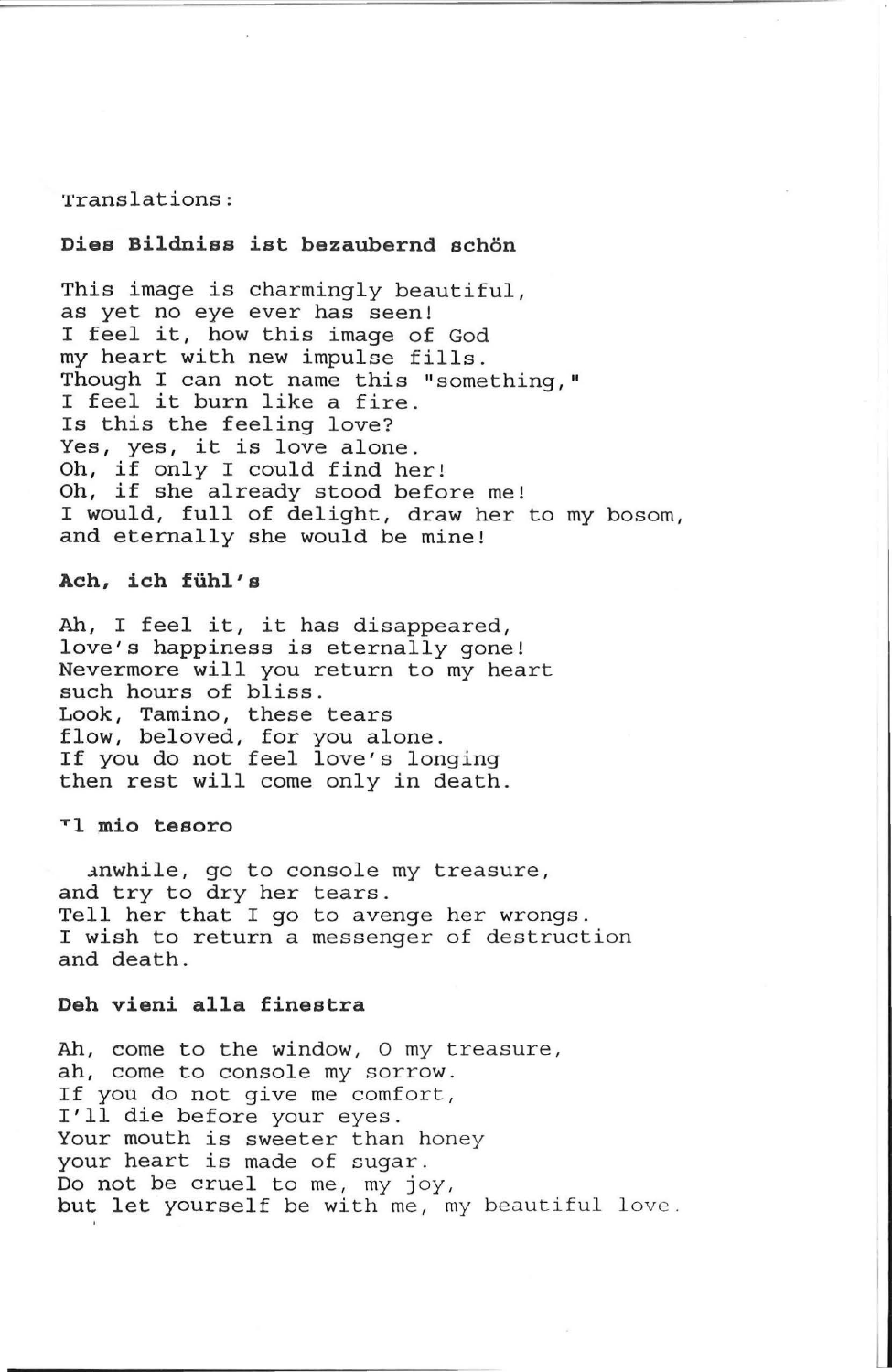Translations:

**Dies Bildniss ist bezaubernd schön**

This image is charmingly beautiful,
as yet no eye ever has seen!
I feel it, how this image of God
my heart with new impulse fills.
Though I can not name this "something,"
I feel it burn like a fire.
Is this the feeling love?
Yes, yes, it is love alone.
Oh, if only I could find her!
Oh, if she already stood before me!
I would, full of delight, draw her to my bosom,
and eternally she would be mine!

**Ach, ich fühl's**

Ah, I feel it, it has disappeared,
love's happiness is eternally gone!
Nevermore will you return to my heart
such hours of bliss.
Look, Tamino, these tears
flow, beloved, for you alone.
If you do not feel love's longing
then rest will come only in death.

**Il mio tesoro**

Meanwhile, go to console my treasure,
and try to dry her tears.
Tell her that I go to avenge her wrongs.
I wish to return a messenger of destruction
and death.

**Deh vieni alla finestra**

Ah, come to the window, O my treasure,
ah, come to console my sorrow.
If you do not give me comfort,
I'll die before your eyes.
Your mouth is sweeter than honey
your heart is made of sugar.
Do not be cruel to me, my joy,
but let yourself be with me, my beautiful love.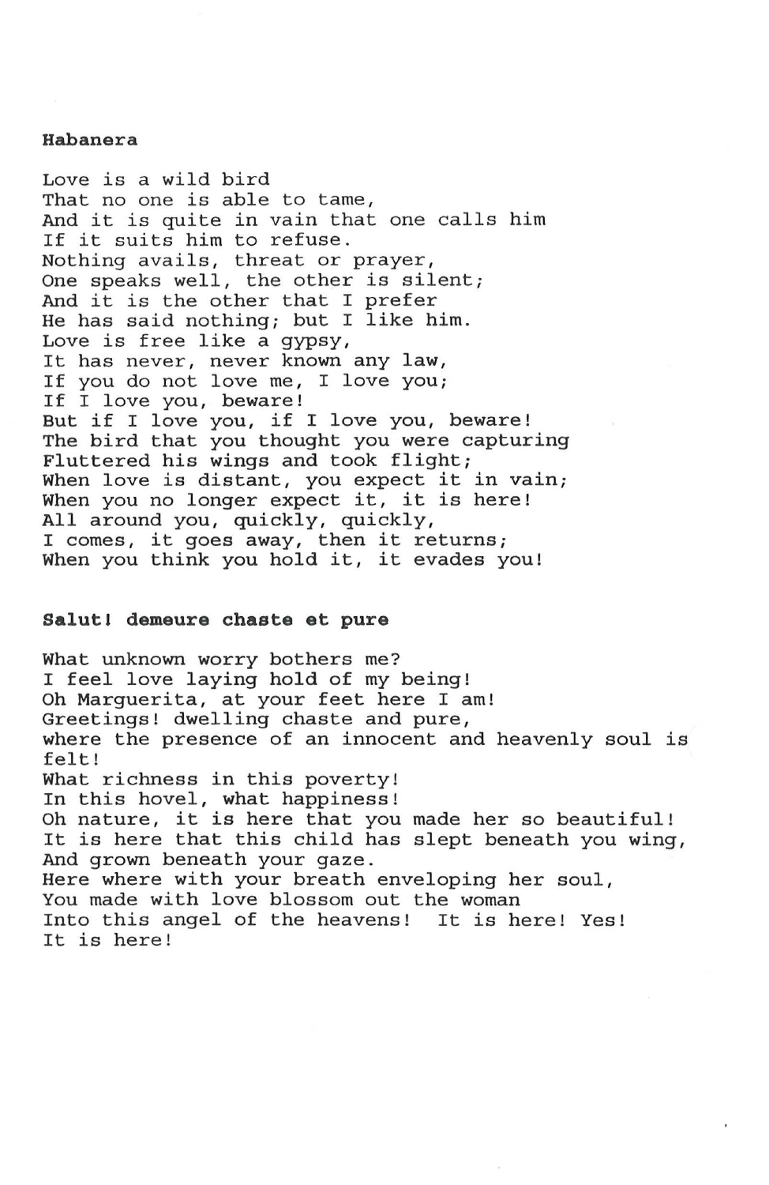**Habanera**

Love is a wild bird  
That no one is able to tame,  
And it is quite in vain that one calls him  
If it suits him to refuse.  
Nothing avails, threat or prayer,  
One speaks well, the other is silent;  
And it is the other that I prefer  
He has said nothing; but I like him.  
Love is free like a gypsy,  
It has never, never known any law,  
If you do not love me, I love you;  
If I love you, beware!  
But if I love you, if I love you, beware!  
The bird that you thought you were capturing  
Fluttered his wings and took flight;  
When love is distant, you expect it in vain;  
When you no longer expect it, it is here!  
All around you, quickly, quickly,  
I comes, it goes away, then it returns;  
When you think you hold it, it evades you!

**Salut! demeure chaste et pure**

What unknown worry bothers me?  
I feel love laying hold of my being!  
Oh Marguerita, at your feet here I am!  
Greetings! dwelling chaste and pure,  
where the presence of an innocent and heavenly soul is felt!  
What richness in this poverty!  
In this hovel, what happiness!  
Oh nature, it is here that you made her so beautiful!  
It is here that this child has slept beneath you wing,  
And grown beneath your gaze.  
Here where with your breath enveloping her soul,  
You made with love blossom out the woman  
Into this angel of the heavens! It is here! Yes!  
It is here!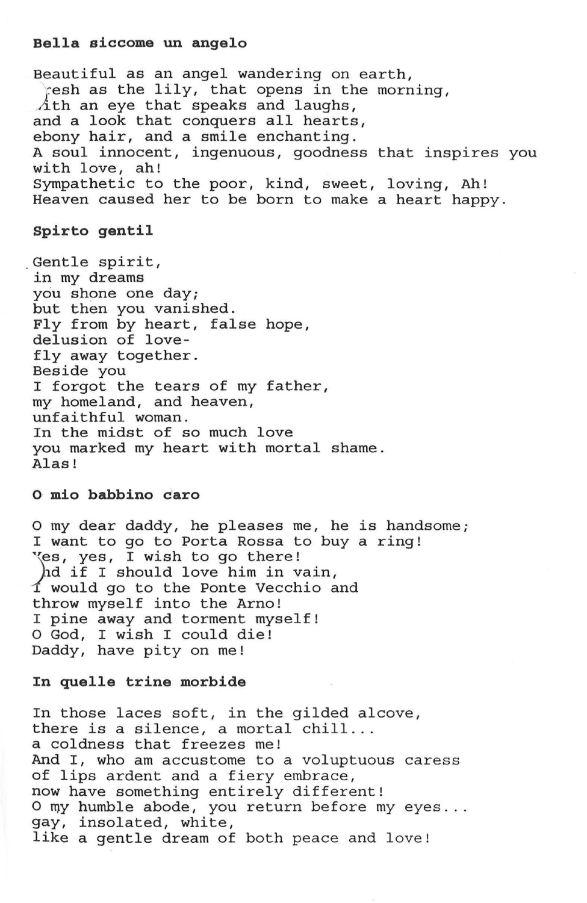**Bella siccome un angelo**

Beautiful as an angel wandering on earth,
fresh as the lily, that opens in the morning,
with an eye that speaks and laughs,
and a look that conquers all hearts,
ebony hair, and a smile enchanting.
A soul innocent, ingenuous, goodness that inspires you with love, ah!
Sympathetic to the poor, kind, sweet, loving, Ah!
Heaven caused her to be born to make a heart happy.

**Spirto gentil**

Gentle spirit,
in my dreams
you shone one day;
but then you vanished.
Fly from by heart, false hope,
delusion of love-
fly away together.
Beside you
I forgot the tears of my father,
my homeland, and heaven,
unfaithful woman.
In the midst of so much love
you marked my heart with mortal shame.
Alas!

**O mio babbino caro**

O my dear daddy, he pleases me, he is handsome;
I want to go to Porta Rossa to buy a ring!
Yes, yes, I wish to go there!
And if I should love him in vain,
I would go to the Ponte Vecchio and
throw myself into the Arno!
I pine away and torment myself!
O God, I wish I could die!
Daddy, have pity on me!

**In quelle trine morbide**

In those laces soft, in the gilded alcove,
there is a silence, a mortal chill...
a coldness that freezes me!
And I, who am accustome to a voluptuous caress
of lips ardent and a fiery embrace,
now have something entirely different!
O my humble abode, you return before my eyes...
gay, insolated, white,
like a gentle dream of both peace and love!